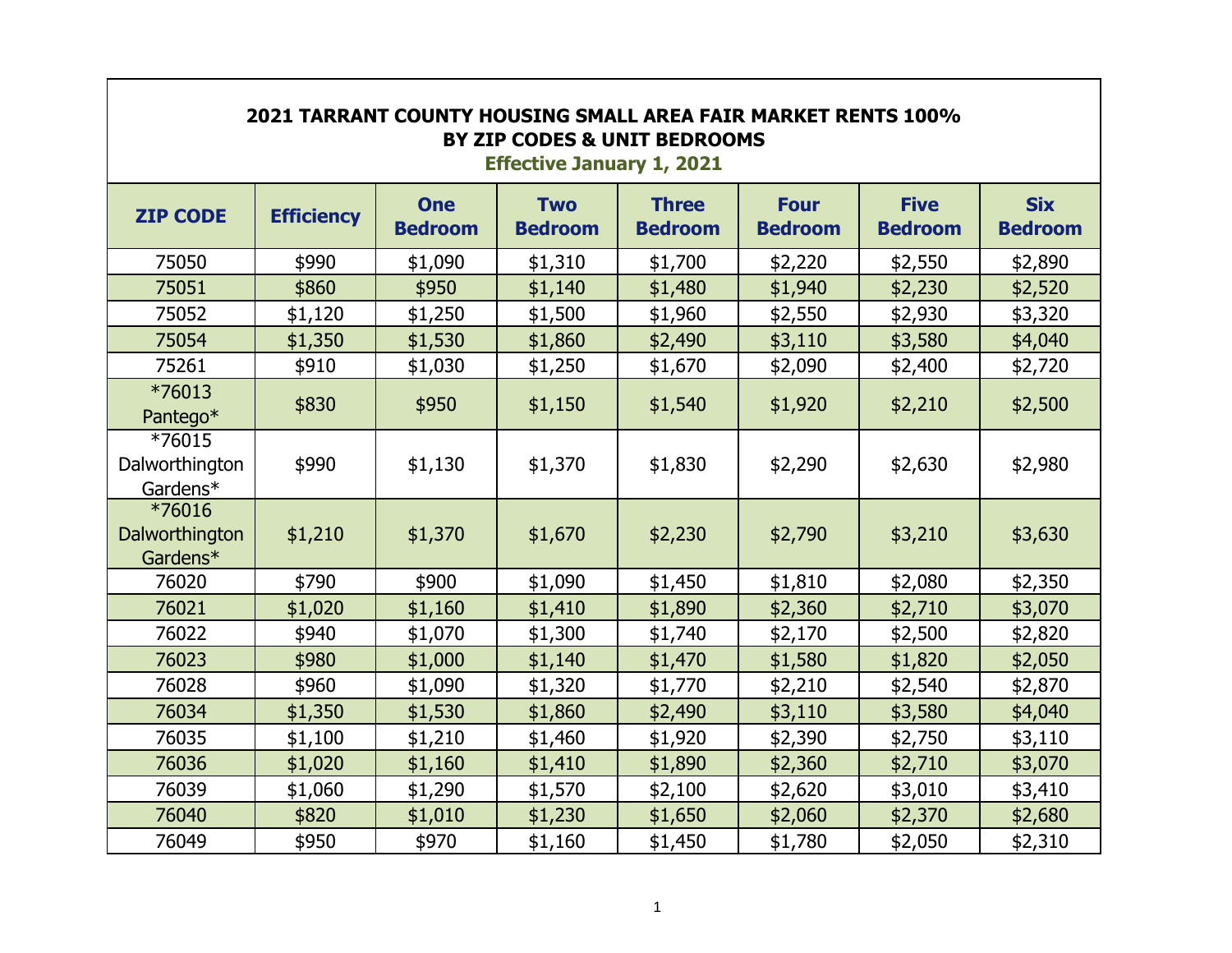# 2021 TARRANT COUNTY HOUSING SMALL AREA FAIR MARKET RENTS 100%
## BY ZIP CODES & UNIT BEDROOMS

**Effective January 1, 2021**

| ZIP CODE | Efficiency | One Bedroom | Two Bedroom | Three Bedroom | Four Bedroom | Five Bedroom | Six Bedroom |
|---|---|---|---|---|---|---|---|
| 75050 | $990 | $1,090 | $1,310 | $1,700 | $2,220 | $2,550 | $2,890 |
| 75051 | $860 | $950 | $1,140 | $1,480 | $1,940 | $2,230 | $2,520 |
| 75052 | $1,120 | $1,250 | $1,500 | $1,960 | $2,550 | $2,930 | $3,320 |
| 75054 | $1,350 | $1,530 | $1,860 | $2,490 | $3,110 | $3,580 | $4,040 |
| 75261 | $910 | $1,030 | $1,250 | $1,670 | $2,090 | $2,400 | $2,720 |
| *76013 Pantego* | $830 | $950 | $1,150 | $1,540 | $1,920 | $2,210 | $2,500 |
| *76015 Dalworthington Gardens* | $990 | $1,130 | $1,370 | $1,830 | $2,290 | $2,630 | $2,980 |
| *76016 Dalworthington Gardens* | $1,210 | $1,370 | $1,670 | $2,230 | $2,790 | $3,210 | $3,630 |
| 76020 | $790 | $900 | $1,090 | $1,450 | $1,810 | $2,080 | $2,350 |
| 76021 | $1,020 | $1,160 | $1,410 | $1,890 | $2,360 | $2,710 | $3,070 |
| 76022 | $940 | $1,070 | $1,300 | $1,740 | $2,170 | $2,500 | $2,820 |
| 76023 | $980 | $1,000 | $1,140 | $1,470 | $1,580 | $1,820 | $2,050 |
| 76028 | $960 | $1,090 | $1,320 | $1,770 | $2,210 | $2,540 | $2,870 |
| 76034 | $1,350 | $1,530 | $1,860 | $2,490 | $3,110 | $3,580 | $4,040 |
| 76035 | $1,100 | $1,210 | $1,460 | $1,920 | $2,390 | $2,750 | $3,110 |
| 76036 | $1,020 | $1,160 | $1,410 | $1,890 | $2,360 | $2,710 | $3,070 |
| 76039 | $1,060 | $1,290 | $1,570 | $2,100 | $2,620 | $3,010 | $3,410 |
| 76040 | $820 | $1,010 | $1,230 | $1,650 | $2,060 | $2,370 | $2,680 |
| 76049 | $950 | $970 | $1,160 | $1,450 | $1,780 | $2,050 | $2,310 |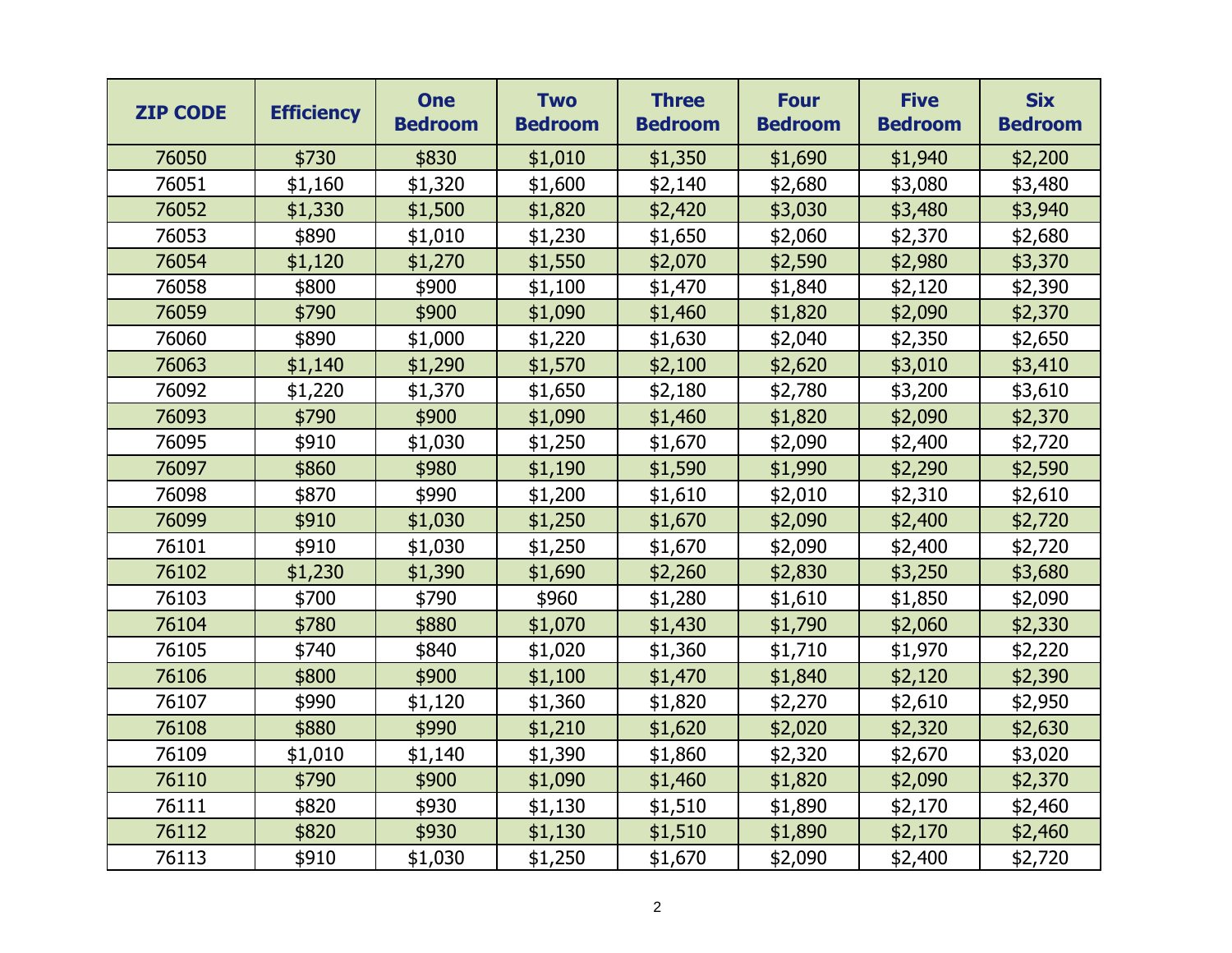| ZIP CODE | Efficiency | One Bedroom | Two Bedroom | Three Bedroom | Four Bedroom | Five Bedroom | Six Bedroom |
|---|---|---|---|---|---|---|---|
| 76050 | $730 | $830 | $1,010 | $1,350 | $1,690 | $1,940 | $2,200 |
| 76051 | $1,160 | $1,320 | $1,600 | $2,140 | $2,680 | $3,080 | $3,480 |
| 76052 | $1,330 | $1,500 | $1,820 | $2,420 | $3,030 | $3,480 | $3,940 |
| 76053 | $890 | $1,010 | $1,230 | $1,650 | $2,060 | $2,370 | $2,680 |
| 76054 | $1,120 | $1,270 | $1,550 | $2,070 | $2,590 | $2,980 | $3,370 |
| 76058 | $800 | $900 | $1,100 | $1,470 | $1,840 | $2,120 | $2,390 |
| 76059 | $790 | $900 | $1,090 | $1,460 | $1,820 | $2,090 | $2,370 |
| 76060 | $890 | $1,000 | $1,220 | $1,630 | $2,040 | $2,350 | $2,650 |
| 76063 | $1,140 | $1,290 | $1,570 | $2,100 | $2,620 | $3,010 | $3,410 |
| 76092 | $1,220 | $1,370 | $1,650 | $2,180 | $2,780 | $3,200 | $3,610 |
| 76093 | $790 | $900 | $1,090 | $1,460 | $1,820 | $2,090 | $2,370 |
| 76095 | $910 | $1,030 | $1,250 | $1,670 | $2,090 | $2,400 | $2,720 |
| 76097 | $860 | $980 | $1,190 | $1,590 | $1,990 | $2,290 | $2,590 |
| 76098 | $870 | $990 | $1,200 | $1,610 | $2,010 | $2,310 | $2,610 |
| 76099 | $910 | $1,030 | $1,250 | $1,670 | $2,090 | $2,400 | $2,720 |
| 76101 | $910 | $1,030 | $1,250 | $1,670 | $2,090 | $2,400 | $2,720 |
| 76102 | $1,230 | $1,390 | $1,690 | $2,260 | $2,830 | $3,250 | $3,680 |
| 76103 | $700 | $790 | $960 | $1,280 | $1,610 | $1,850 | $2,090 |
| 76104 | $780 | $880 | $1,070 | $1,430 | $1,790 | $2,060 | $2,330 |
| 76105 | $740 | $840 | $1,020 | $1,360 | $1,710 | $1,970 | $2,220 |
| 76106 | $800 | $900 | $1,100 | $1,470 | $1,840 | $2,120 | $2,390 |
| 76107 | $990 | $1,120 | $1,360 | $1,820 | $2,270 | $2,610 | $2,950 |
| 76108 | $880 | $990 | $1,210 | $1,620 | $2,020 | $2,320 | $2,630 |
| 76109 | $1,010 | $1,140 | $1,390 | $1,860 | $2,320 | $2,670 | $3,020 |
| 76110 | $790 | $900 | $1,090 | $1,460 | $1,820 | $2,090 | $2,370 |
| 76111 | $820 | $930 | $1,130 | $1,510 | $1,890 | $2,170 | $2,460 |
| 76112 | $820 | $930 | $1,130 | $1,510 | $1,890 | $2,170 | $2,460 |
| 76113 | $910 | $1,030 | $1,250 | $1,670 | $2,090 | $2,400 | $2,720 |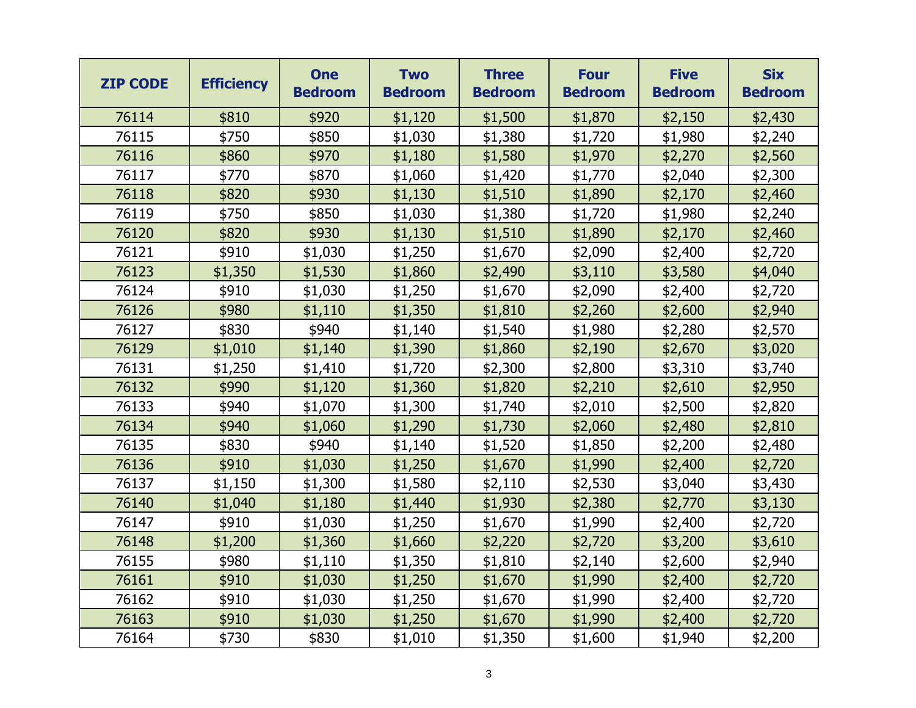| ZIP CODE | Efficiency | One Bedroom | Two Bedroom | Three Bedroom | Four Bedroom | Five Bedroom | Six Bedroom |
|---|---|---|---|---|---|---|---|
| 76114 | $810 | $920 | $1,120 | $1,500 | $1,870 | $2,150 | $2,430 |
| 76115 | $750 | $850 | $1,030 | $1,380 | $1,720 | $1,980 | $2,240 |
| 76116 | $860 | $970 | $1,180 | $1,580 | $1,970 | $2,270 | $2,560 |
| 76117 | $770 | $870 | $1,060 | $1,420 | $1,770 | $2,040 | $2,300 |
| 76118 | $820 | $930 | $1,130 | $1,510 | $1,890 | $2,170 | $2,460 |
| 76119 | $750 | $850 | $1,030 | $1,380 | $1,720 | $1,980 | $2,240 |
| 76120 | $820 | $930 | $1,130 | $1,510 | $1,890 | $2,170 | $2,460 |
| 76121 | $910 | $1,030 | $1,250 | $1,670 | $2,090 | $2,400 | $2,720 |
| 76123 | $1,350 | $1,530 | $1,860 | $2,490 | $3,110 | $3,580 | $4,040 |
| 76124 | $910 | $1,030 | $1,250 | $1,670 | $2,090 | $2,400 | $2,720 |
| 76126 | $980 | $1,110 | $1,350 | $1,810 | $2,260 | $2,600 | $2,940 |
| 76127 | $830 | $940 | $1,140 | $1,540 | $1,980 | $2,280 | $2,570 |
| 76129 | $1,010 | $1,140 | $1,390 | $1,860 | $2,190 | $2,670 | $3,020 |
| 76131 | $1,250 | $1,410 | $1,720 | $2,300 | $2,800 | $3,310 | $3,740 |
| 76132 | $990 | $1,120 | $1,360 | $1,820 | $2,210 | $2,610 | $2,950 |
| 76133 | $940 | $1,070 | $1,300 | $1,740 | $2,010 | $2,500 | $2,820 |
| 76134 | $940 | $1,060 | $1,290 | $1,730 | $2,060 | $2,480 | $2,810 |
| 76135 | $830 | $940 | $1,140 | $1,520 | $1,850 | $2,200 | $2,480 |
| 76136 | $910 | $1,030 | $1,250 | $1,670 | $1,990 | $2,400 | $2,720 |
| 76137 | $1,150 | $1,300 | $1,580 | $2,110 | $2,530 | $3,040 | $3,430 |
| 76140 | $1,040 | $1,180 | $1,440 | $1,930 | $2,380 | $2,770 | $3,130 |
| 76147 | $910 | $1,030 | $1,250 | $1,670 | $1,990 | $2,400 | $2,720 |
| 76148 | $1,200 | $1,360 | $1,660 | $2,220 | $2,720 | $3,200 | $3,610 |
| 76155 | $980 | $1,110 | $1,350 | $1,810 | $2,140 | $2,600 | $2,940 |
| 76161 | $910 | $1,030 | $1,250 | $1,670 | $1,990 | $2,400 | $2,720 |
| 76162 | $910 | $1,030 | $1,250 | $1,670 | $1,990 | $2,400 | $2,720 |
| 76163 | $910 | $1,030 | $1,250 | $1,670 | $1,990 | $2,400 | $2,720 |
| 76164 | $730 | $830 | $1,010 | $1,350 | $1,600 | $1,940 | $2,200 |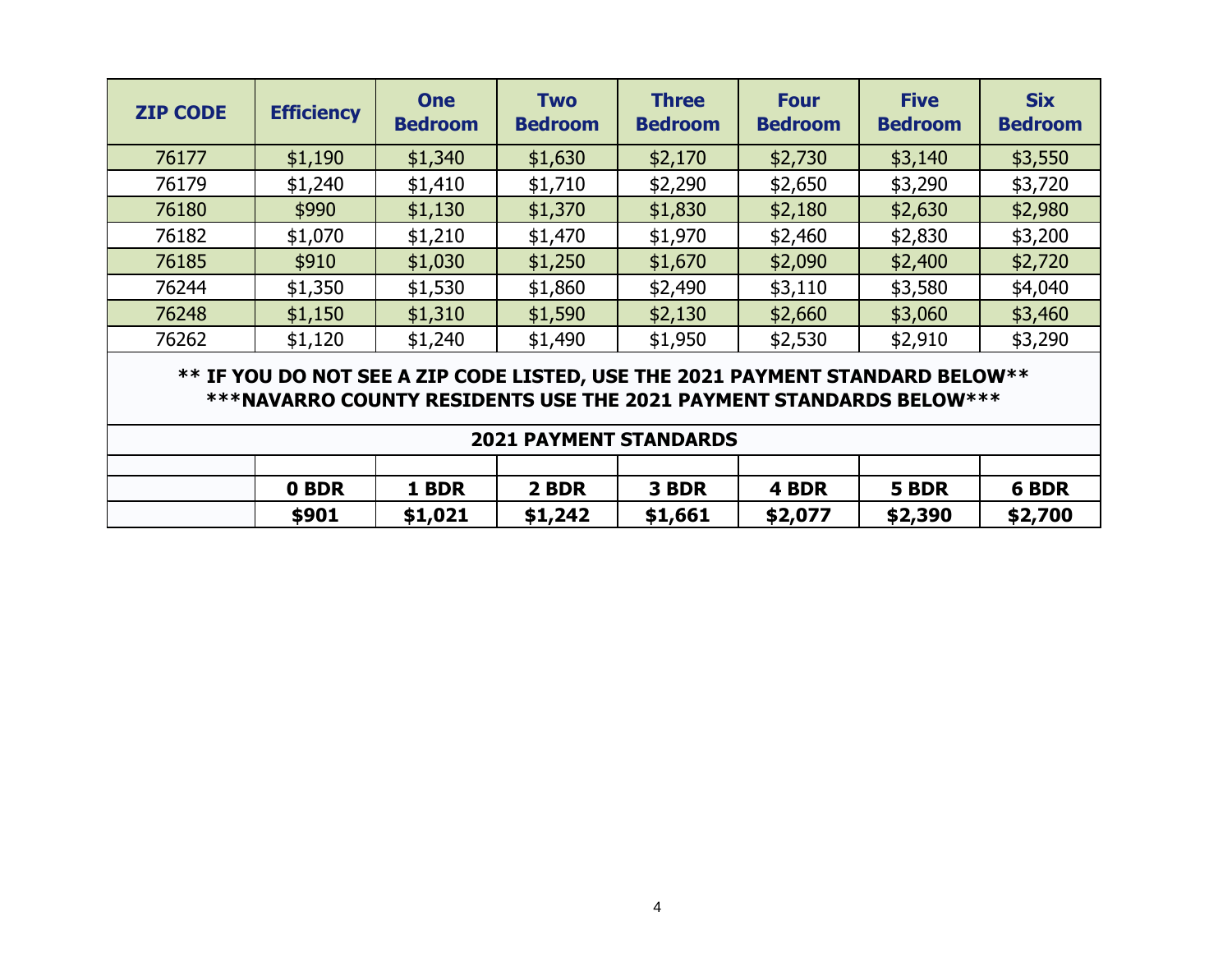| ZIP CODE | Efficiency | One Bedroom | Two Bedroom | Three Bedroom | Four Bedroom | Five Bedroom | Six Bedroom |
|---|---|---|---|---|---|---|---|
| 76177 | $1,190 | $1,340 | $1,630 | $2,170 | $2,730 | $3,140 | $3,550 |
| 76179 | $1,240 | $1,410 | $1,710 | $2,290 | $2,650 | $3,290 | $3,720 |
| 76180 | $990 | $1,130 | $1,370 | $1,830 | $2,180 | $2,630 | $2,980 |
| 76182 | $1,070 | $1,210 | $1,470 | $1,970 | $2,460 | $2,830 | $3,200 |
| 76185 | $910 | $1,030 | $1,250 | $1,670 | $2,090 | $2,400 | $2,720 |
| 76244 | $1,350 | $1,530 | $1,860 | $2,490 | $3,110 | $3,580 | $4,040 |
| 76248 | $1,150 | $1,310 | $1,590 | $2,130 | $2,660 | $3,060 | $3,460 |
| 76262 | $1,120 | $1,240 | $1,490 | $1,950 | $2,530 | $2,910 | $3,290 |

**** IF YOU DO NOT SEE A ZIP CODE LISTED, USE THE 2021 PAYMENT STANDARD BELOW****

*****NAVARRO COUNTY RESIDENTS USE THE 2021 PAYMENT STANDARDS BELOW*****

**2021 PAYMENT STANDARDS**

| | 0 BDR | 1 BDR | 2 BDR | 3 BDR | 4 BDR | 5 BDR | 6 BDR |
|---|---|---|---|---|---|---|---|
| | **$901** | **$1,021** | **$1,242** | **$1,661** | **$2,077** | **$2,390** | **$2,700** |